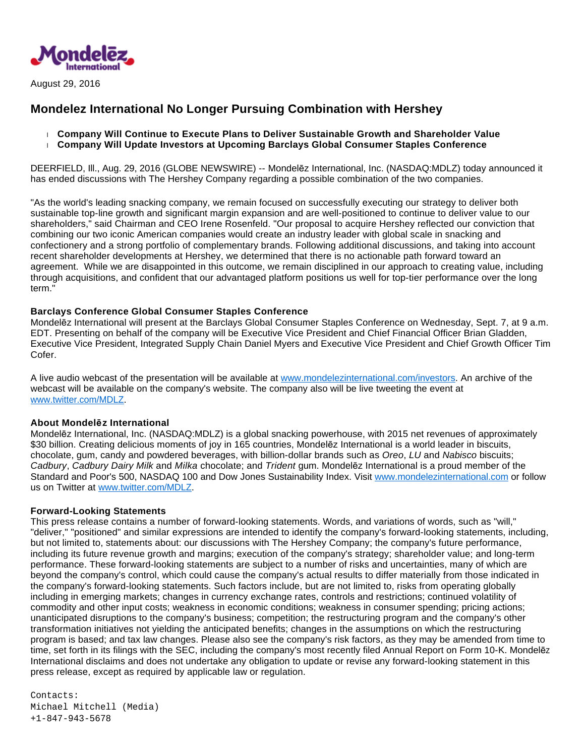Mondelēz International

August 29, 2016

# Mondelez International No Longer Pursuing Combination with Hershey

- **Company Will Continue to Execute Plans to Deliver Sustainable Growth and Shareholder Value**
- **Company Will Update Investors at Upcoming Barclays Global Consumer Staples Conference**

DEERFIELD, Ill., Aug. 29, 2016 (GLOBE NEWSWIRE) -- Mondelēz International, Inc. (NASDAQ:MDLZ) today announced it has ended discussions with The Hershey Company regarding a possible combination of the two companies.

"As the world's leading snacking company, we remain focused on successfully executing our strategy to deliver both sustainable top-line growth and significant margin expansion and are well-positioned to continue to deliver value to our shareholders," said Chairman and CEO Irene Rosenfeld. "Our proposal to acquire Hershey reflected our conviction that combining our two iconic American companies would create an industry leader with global scale in snacking and confectionery and a strong portfolio of complementary brands. Following additional discussions, and taking into account recent shareholder developments at Hershey, we determined that there is no actionable path forward toward an agreement. While we are disappointed in this outcome, we remain disciplined in our approach to creating value, including through acquisitions, and confident that our advantaged platform positions us well for top-tier performance over the long term."

**Barclays Conference Global Consumer Staples Conference**
Mondelēz International will present at the Barclays Global Consumer Staples Conference on Wednesday, Sept. 7, at 9 a.m. EDT. Presenting on behalf of the company will be Executive Vice President and Chief Financial Officer Brian Gladden, Executive Vice President, Integrated Supply Chain Daniel Myers and Executive Vice President and Chief Growth Officer Tim Cofer.

A live audio webcast of the presentation will be available at www.mondelezinternational.com/investors. An archive of the webcast will be available on the company's website. The company also will be live tweeting the event at www.twitter.com/MDLZ.

**About Mondelēz International**
Mondelēz International, Inc. (NASDAQ:MDLZ) is a global snacking powerhouse, with 2015 net revenues of approximately $30 billion. Creating delicious moments of joy in 165 countries, Mondelēz International is a world leader in biscuits, chocolate, gum, candy and powdered beverages, with billion-dollar brands such as *Oreo*, *LU* and *Nabisco* biscuits; *Cadbury*, *Cadbury Dairy Milk* and *Milka* chocolate; and *Trident* gum. Mondelēz International is a proud member of the Standard and Poor's 500, NASDAQ 100 and Dow Jones Sustainability Index. Visit www.mondelezinternational.com or follow us on Twitter at www.twitter.com/MDLZ.

**Forward-Looking Statements**
This press release contains a number of forward-looking statements. Words, and variations of words, such as "will," "deliver," "positioned" and similar expressions are intended to identify the company's forward-looking statements, including, but not limited to, statements about: our discussions with The Hershey Company; the company's future performance, including its future revenue growth and margins; execution of the company's strategy; shareholder value; and long-term performance. These forward-looking statements are subject to a number of risks and uncertainties, many of which are beyond the company's control, which could cause the company's actual results to differ materially from those indicated in the company's forward-looking statements. Such factors include, but are not limited to, risks from operating globally including in emerging markets; changes in currency exchange rates, controls and restrictions; continued volatility of commodity and other input costs; weakness in economic conditions; weakness in consumer spending; pricing actions; unanticipated disruptions to the company's business; competition; the restructuring program and the company's other transformation initiatives not yielding the anticipated benefits; changes in the assumptions on which the restructuring program is based; and tax law changes. Please also see the company's risk factors, as they may be amended from time to time, set forth in its filings with the SEC, including the company's most recently filed Annual Report on Form 10-K. Mondelēz International disclaims and does not undertake any obligation to update or revise any forward-looking statement in this press release, except as required by applicable law or regulation.

```
Contacts:
Michael Mitchell (Media)
+1-847-943-5678
```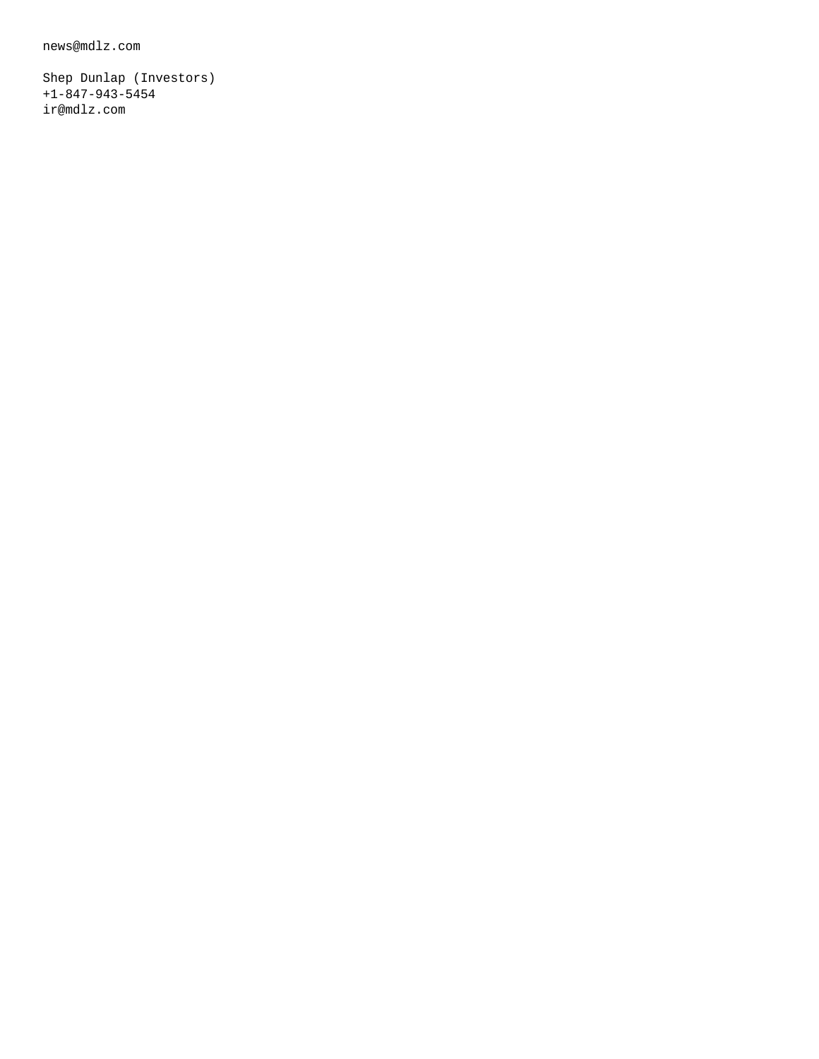news@mdlz.com

Shep Dunlap (Investors)
+1-847-943-5454
ir@mdlz.com